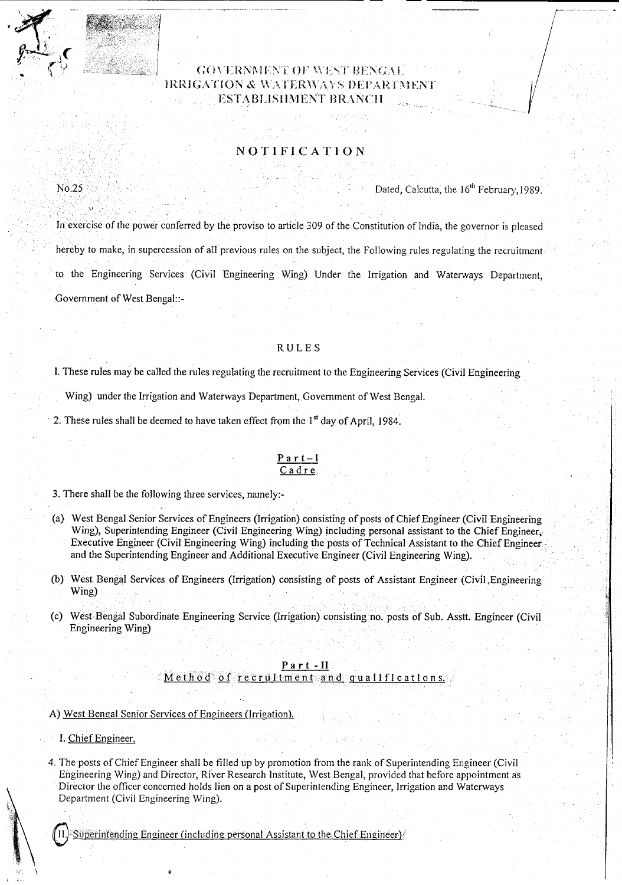GOVERNMENT OF WEST BENGAL
IRRIGATION & WATERWAYS DEPARTMENT
ESTABLISHMENT BRANCH

# NOTIFICATION

No.25 Dated, Calcutta, the 16th February,1989.

In exercise of the power conferred by the proviso to article 309 of the Constitution of India, the governor is pleased hereby to make, in supercession of all previous rules on the subject, the Following rules regulating the recruitment to the Engineering Services (Civil Engineering Wing) Under the Irrigation and Waterways Department, Government of West Bengal::-

## RULES

1. These rules may be called the rules regulating the recruitment to the Engineering Services (Civil Engineering Wing) under the Irrigation and Waterways Department, Government of West Bengal.

2. These rules shall be deemed to have taken effect from the 1st day of April, 1984.

### Part – I
### Cadre

3. There shall be the following three services, namely:-

(a) West Bengal Senior Services of Engineers (Irrigation) consisting of posts of Chief Engineer (Civil Engineering Wing), Superintending Engineer (Civil Engineering Wing) including personal assistant to the Chief Engineer, Executive Engineer (Civil Engineering Wing) including the posts of Technical Assistant to the Chief Engineer and the Superintending Engineer and Additional Executive Engineer (Civil Engineering Wing).

(b) West Bengal Services of Engineers (Irrigation) consisting of posts of Assistant Engineer (Civil Engineering Wing)

(c) West Bengal Subordinate Engineering Service (Irrigation) consisting no. posts of Sub. Asstt. Engineer (Civil Engineering Wing)

### Part - II
### Method of recruitment and qualifications.

A) West Bengal Senior Services of Engineers (Irrigation).

I. Chief Engineer.

4. The posts of Chief Engineer shall be filled up by promotion from the rank of Superintending Engineer (Civil Engineering Wing) and Director, River Research Institute, West Bengal, provided that before appointment as Director the officer concerned holds lien on a post of Superintending Engineer, Irrigation and Waterways Department (Civil Engineering Wing).

II. Superintending Engineer (including personal Assistant to the Chief Engineer)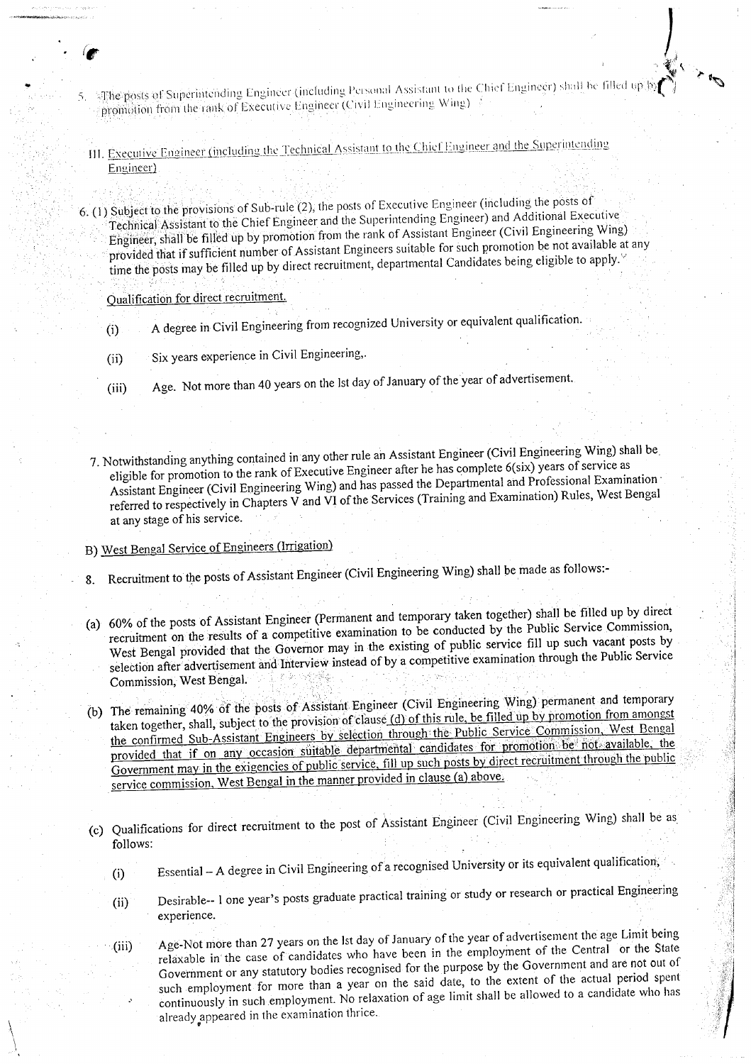5. The posts of Superintending Engineer (including Personal Assistant to the Chief Engineer) shall be filled up by promotion from the rank of Executive Engineer (Civil Engineering Wing)

III. Executive Engineer (including the Technical Assistant to the Chief Engineer and the Superintending Engineer)

6. (1) Subject to the provisions of Sub-rule (2), the posts of Executive Engineer (including the posts of Technical Assistant to the Chief Engineer and the Superintending Engineer) and Additional Executive Engineer, shall be filled up by promotion from the rank of Assistant Engineer (Civil Engineering Wing) provided that if sufficient number of Assistant Engineers suitable for such promotion be not available at any time the posts may be filled up by direct recruitment, departmental Candidates being eligible to apply.

Qualification for direct recruitment.

(i) A degree in Civil Engineering from recognized University or equivalent qualification.

(ii) Six years experience in Civil Engineering,.

(iii) Age. Not more than 40 years on the lst day of January of the year of advertisement.

7. Notwithstanding anything contained in any other rule an Assistant Engineer (Civil Engineering Wing) shall be eligible for promotion to the rank of Executive Engineer after he has complete 6(six) years of service as Assistant Engineer (Civil Engineering Wing) and has passed the Departmental and Professional Examination referred to respectively in Chapters V and VI of the Services (Training and Examination) Rules, West Bengal at any stage of his service.

B) West Bengal Service of Engineers (Irrigation)

8. Recruitment to the posts of Assistant Engineer (Civil Engineering Wing) shall be made as follows:-

(a) 60% of the posts of Assistant Engineer (Permanent and temporary taken together) shall be filled up by direct recruitment on the results of a competitive examination to be conducted by the Public Service Commission, West Bengal provided that the Governor may in the existing of public service fill up such vacant posts by selection after advertisement and Interview instead of by a competitive examination through the Public Service Commission, West Bengal.

(b) The remaining 40% of the posts of Assistant Engineer (Civil Engineering Wing) permanent and temporary taken together, shall, subject to the provision of clause (d) of this rule, be filled up by promotion from amongst the confirmed Sub-Assistant Engineers by selection through the Public Service Commission, West Bengal provided that if on any occasion suitable departmental candidates for promotion be not available, the Government may in the exigencies of public service, fill up such posts by direct recruitment through the public service commission, West Bengal in the manner provided in clause (a) above.

(c) Qualifications for direct recruitment to the post of Assistant Engineer (Civil Engineering Wing) shall be as follows:

(i) Essential – A degree in Civil Engineering of a recognised University or its equivalent qualification,

(ii) Desirable-- 1 one year's posts graduate practical training or study or research or practical Engineering experience.

(iii) Age-Not more than 27 years on the lst day of January of the year of advertisement the age Limit being relaxable in the case of candidates who have been in the employment of the Central or the State Government or any statutory bodies recognised for the purpose by the Government and are not out of such employment for more than a year on the said date, to the extent of the actual period spent continuously in such employment. No relaxation of age limit shall be allowed to a candidate who has already appeared in the examination thrice.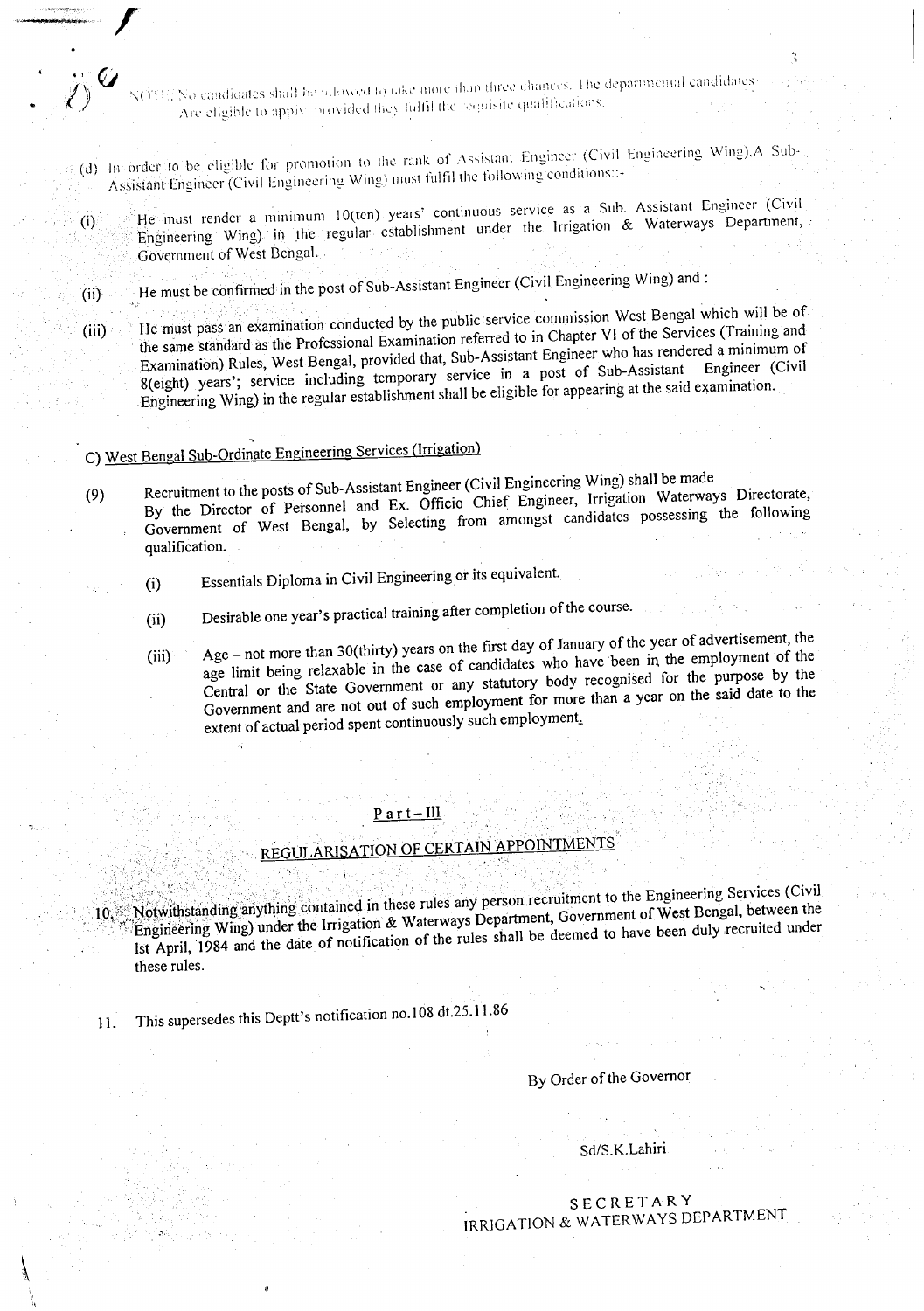NOTE: No candidates shall be allowed to take more than three chances. The departmental candidates Are eligible to apply, provided they fulfil the requisite qualifications.

(d) In order to be eligible for promotion to the rank of Assistant Engineer (Civil Engineering Wing).A Sub-Assistant Engineer (Civil Engineering Wing) must fulfil the following conditions::-

(i) He must render a minimum 10(ten) years' continuous service as a Sub. Assistant Engineer (Civil Engineering Wing) in the regular establishment under the Irrigation & Waterways Department, Government of West Bengal.

(ii) He must be confirmed in the post of Sub-Assistant Engineer (Civil Engineering Wing) and :

(iii) He must pass an examination conducted by the public service commission West Bengal which will be of the same standard as the Professional Examination referred to in Chapter VI of the Services (Training and Examination) Rules, West Bengal, provided that, Sub-Assistant Engineer who has rendered a minimum of 8(eight) years'; service including temporary service in a post of Sub-Assistant Engineer (Civil Engineering Wing) in the regular establishment shall be eligible for appearing at the said examination.

C) West Bengal Sub-Ordinate Engineering Services (Irrigation)

(9) Recruitment to the posts of Sub-Assistant Engineer (Civil Engineering Wing) shall be made By the Director of Personnel and Ex. Officio Chief Engineer, Irrigation Waterways Directorate, Government of West Bengal, by Selecting from amongst candidates possessing the following qualification.

(i) Essentials Diploma in Civil Engineering or its equivalent.

(ii) Desirable one year's practical training after completion of the course.

(iii) Age – not more than 30(thirty) years on the first day of January of the year of advertisement, the age limit being relaxable in the case of candidates who have been in the employment of the Central or the State Government or any statutory body recognised for the purpose by the Government and are not out of such employment for more than a year on the said date to the extent of actual period spent continuously such employment.

## Part – III

## REGULARISATION OF CERTAIN APPOINTMENTS

10. Notwithstanding anything contained in these rules any person recruitment to the Engineering Services (Civil Engineering Wing) under the Irrigation & Waterways Department, Government of West Bengal, between the Ist April, 1984 and the date of notification of the rules shall be deemed to have been duly recruited under these rules.

11. This supersedes this Deptt's notification no.108 dt.25.11.86

By Order of the Governor

Sd/S.K.Lahiri

SECRETARY
IRRIGATION & WATERWAYS DEPARTMENT